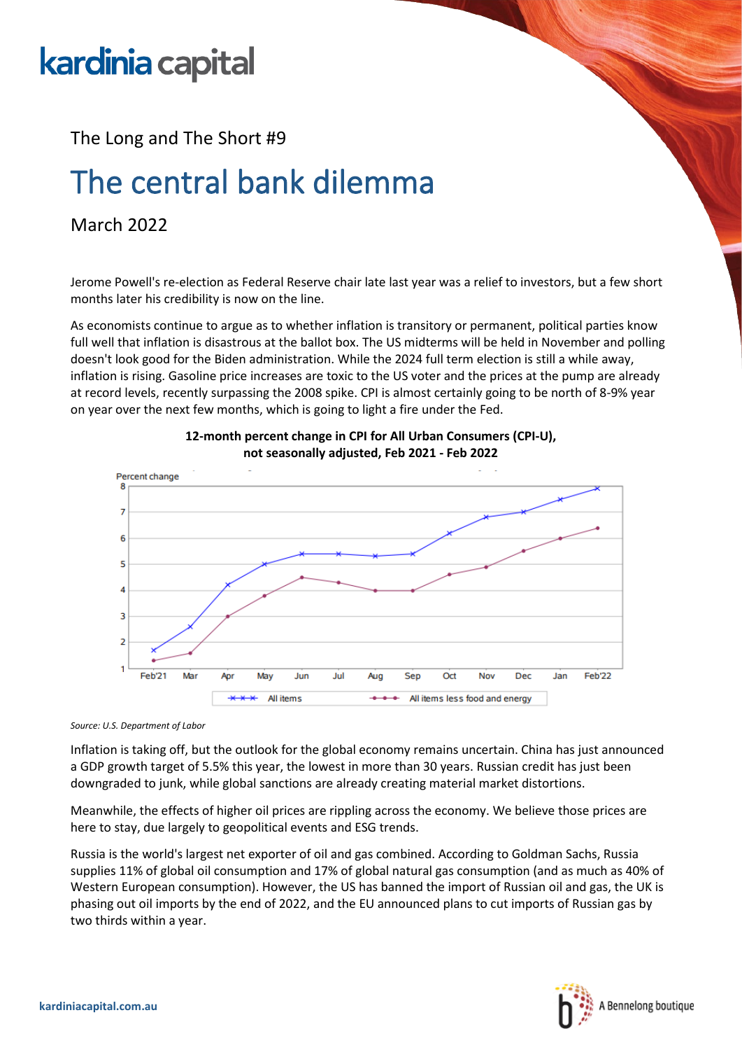kardinia capital

The Long and The Short #9

# The central bank dilemma

March 2022

Jerome Powell's re-election as Federal Reserve chair late last year was a relief to investors, but a few short months later his credibility is now on the line.

As economists continue to argue as to whether inflation is transitory or permanent, political parties know full well that inflation is disastrous at the ballot box. The US midterms will be held in November and polling doesn't look good for the Biden administration. While the 2024 full term election is still a while away, inflation is rising. Gasoline price increases are toxic to the US voter and the prices at the pump are already at record levels, recently surpassing the 2008 spike. CPI is almost certainly going to be north of 8-9% year on year over the next few months, which is going to light a fire under the Fed.

**12-month percent change in CPI for All Urban Consumers (CPI-U), not seasonally adjusted, Feb 2021 - Feb 2022**

*Source: U.S. Department of Labor*

Inflation is taking off, but the outlook for the global economy remains uncertain. China has just announced a GDP growth target of 5.5% this year, the lowest in more than 30 years. Russian credit has just been downgraded to junk, while global sanctions are already creating material market distortions.

Meanwhile, the effects of higher oil prices are rippling across the economy. We believe those prices are here to stay, due largely to geopolitical events and ESG trends.

Russia is the world's largest net exporter of oil and gas combined. According to Goldman Sachs, Russia supplies 11% of global oil consumption and 17% of global natural gas consumption (and as much as 40% of Western European consumption). However, the US has banned the import of Russian oil and gas, the UK is phasing out oil imports by the end of 2022, and the EU announced plans to cut imports of Russian gas by two thirds within a year.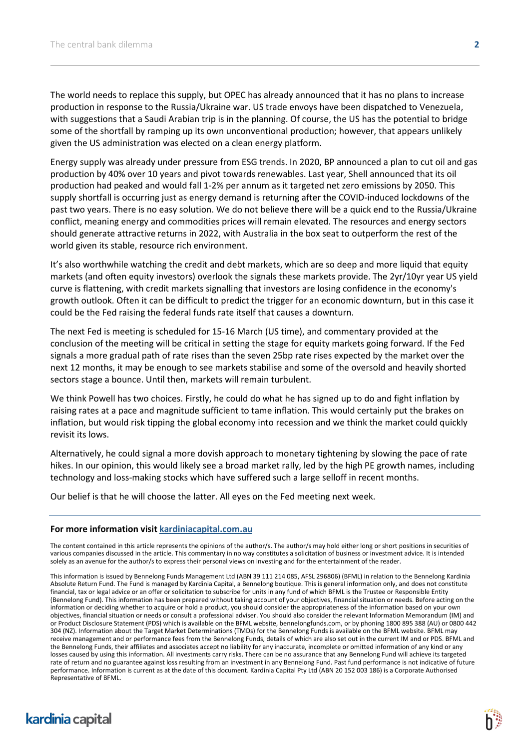The world needs to replace this supply, but OPEC has already announced that it has no plans to increase production in response to the Russia/Ukraine war. US trade envoys have been dispatched to Venezuela, with suggestions that a Saudi Arabian trip is in the planning. Of course, the US has the potential to bridge some of the shortfall by ramping up its own unconventional production; however, that appears unlikely given the US administration was elected on a clean energy platform.

Energy supply was already under pressure from ESG trends. In 2020, BP announced a plan to cut oil and gas production by 40% over 10 years and pivot towards renewables. Last year, Shell announced that its oil production had peaked and would fall 1-2% per annum as it targeted net zero emissions by 2050. This supply shortfall is occurring just as energy demand is returning after the COVID-induced lockdowns of the past two years. There is no easy solution. We do not believe there will be a quick end to the Russia/Ukraine conflict, meaning energy and commodities prices will remain elevated. The resources and energy sectors should generate attractive returns in 2022, with Australia in the box seat to outperform the rest of the world given its stable, resource rich environment.

It's also worthwhile watching the credit and debt markets, which are so deep and more liquid that equity markets (and often equity investors) overlook the signals these markets provide. The 2yr/10yr year US yield curve is flattening, with credit markets signalling that investors are losing confidence in the economy's growth outlook. Often it can be difficult to predict the trigger for an economic downturn, but in this case it could be the Fed raising the federal funds rate itself that causes a downturn.

The next Fed is meeting is scheduled for 15-16 March (US time), and commentary provided at the conclusion of the meeting will be critical in setting the stage for equity markets going forward. If the Fed signals a more gradual path of rate rises than the seven 25bp rate rises expected by the market over the next 12 months, it may be enough to see markets stabilise and some of the oversold and heavily shorted sectors stage a bounce. Until then, markets will remain turbulent.

We think Powell has two choices. Firstly, he could do what he has signed up to do and fight inflation by raising rates at a pace and magnitude sufficient to tame inflation. This would certainly put the brakes on inflation, but would risk tipping the global economy into recession and we think the market could quickly revisit its lows.

Alternatively, he could signal a more dovish approach to monetary tightening by slowing the pace of rate hikes. In our opinion, this would likely see a broad market rally, led by the high PE growth names, including technology and loss-making stocks which have suffered such a large selloff in recent months.

Our belief is that he will choose the latter. All eyes on the Fed meeting next week.

---

**For more information visit [kardiniacapital.com.au](kardiniacapital.com.au)**

The content contained in this article represents the opinions of the author/s. The author/s may hold either long or short positions in securities of various companies discussed in the article. This commentary in no way constitutes a solicitation of business or investment advice. It is intended solely as an avenue for the author/s to express their personal views on investing and for the entertainment of the reader.

This information is issued by Bennelong Funds Management Ltd (ABN 39 111 214 085, AFSL 296806) (BFML) in relation to the Bennelong Kardinia Absolute Return Fund. The Fund is managed by Kardinia Capital, a Bennelong boutique. This is general information only, and does not constitute financial, tax or legal advice or an offer or solicitation to subscribe for units in any fund of which BFML is the Trustee or Responsible Entity (Bennelong Fund). This information has been prepared without taking account of your objectives, financial situation or needs. Before acting on the information or deciding whether to acquire or hold a product, you should consider the appropriateness of the information based on your own objectives, financial situation or needs or consult a professional adviser. You should also consider the relevant Information Memorandum (IM) and or Product Disclosure Statement (PDS) which is available on the BFML website, bennelongfunds.com, or by phoning 1800 895 388 (AU) or 0800 442 304 (NZ). Information about the Target Market Determinations (TMDs) for the Bennelong Funds is available on the BFML website. BFML may receive management and or performance fees from the Bennelong Funds, details of which are also set out in the current IM and or PDS. BFML and the Bennelong Funds, their affiliates and associates accept no liability for any inaccurate, incomplete or omitted information of any kind or any losses caused by using this information. All investments carry risks. There can be no assurance that any Bennelong Fund will achieve its targeted rate of return and no guarantee against loss resulting from an investment in any Bennelong Fund. Past fund performance is not indicative of future performance. Information is current as at the date of this document. Kardinia Capital Pty Ltd (ABN 20 152 003 186) is a Corporate Authorised Representative of BFML.